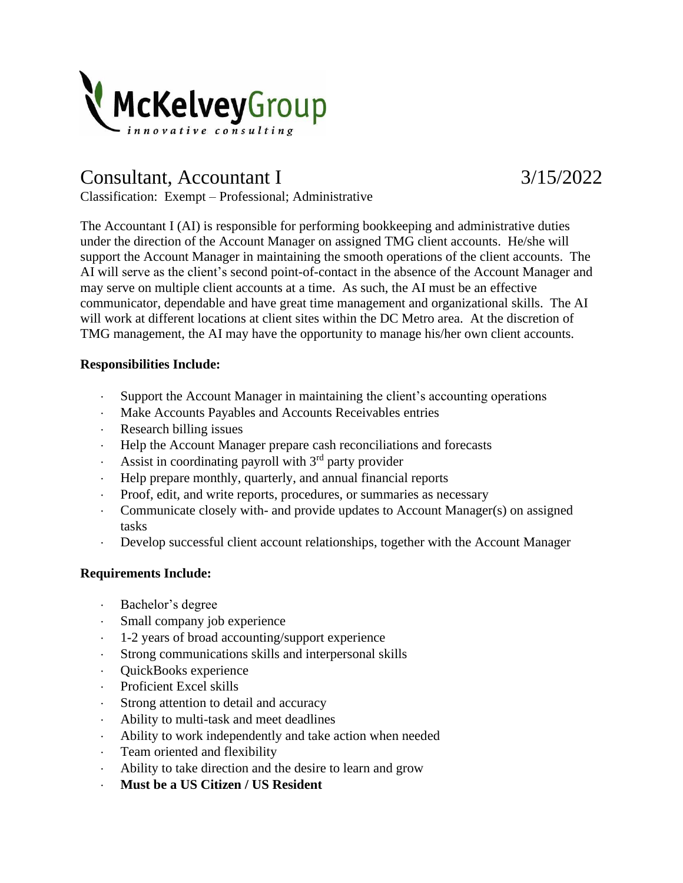McKelveyGroup
*innovative consulting*

# Consultant, Accountant I 3/15/2022

Classification: Exempt – Professional; Administrative

The Accountant I (AI) is responsible for performing bookkeeping and administrative duties under the direction of the Account Manager on assigned TMG client accounts. He/she will support the Account Manager in maintaining the smooth operations of the client accounts. The AI will serve as the client's second point-of-contact in the absence of the Account Manager and may serve on multiple client accounts at a time. As such, the AI must be an effective communicator, dependable and have great time management and organizational skills. The AI will work at different locations at client sites within the DC Metro area. At the discretion of TMG management, the AI may have the opportunity to manage his/her own client accounts.

**Responsibilities Include:**

- Support the Account Manager in maintaining the client's accounting operations
- Make Accounts Payables and Accounts Receivables entries
- Research billing issues
- Help the Account Manager prepare cash reconciliations and forecasts
- Assist in coordinating payroll with 3rd party provider
- Help prepare monthly, quarterly, and annual financial reports
- Proof, edit, and write reports, procedures, or summaries as necessary
- Communicate closely with- and provide updates to Account Manager(s) on assigned tasks
- Develop successful client account relationships, together with the Account Manager

**Requirements Include:**

- Bachelor's degree
- Small company job experience
- 1-2 years of broad accounting/support experience
- Strong communications skills and interpersonal skills
- QuickBooks experience
- Proficient Excel skills
- Strong attention to detail and accuracy
- Ability to multi-task and meet deadlines
- Ability to work independently and take action when needed
- Team oriented and flexibility
- Ability to take direction and the desire to learn and grow
- **Must be a US Citizen / US Resident**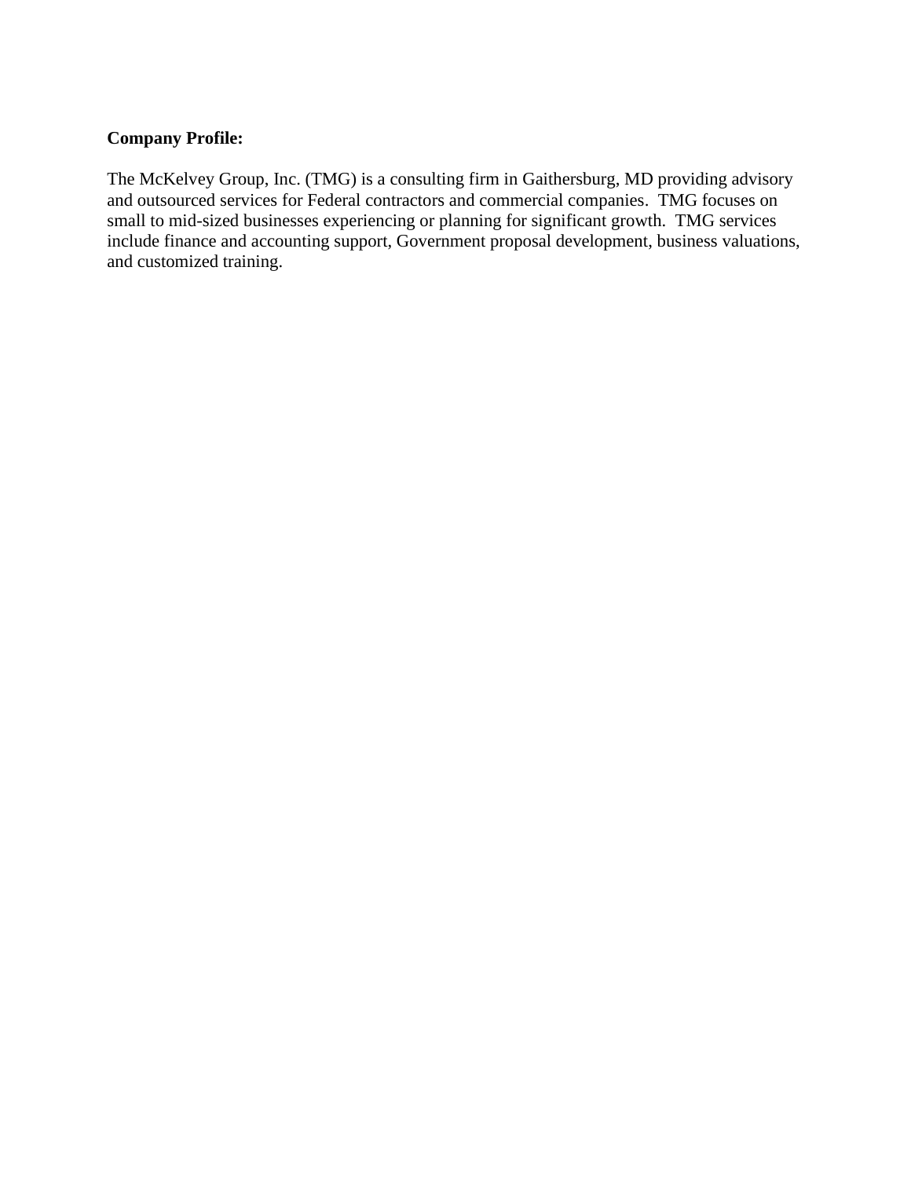**Company Profile:**

The McKelvey Group, Inc. (TMG) is a consulting firm in Gaithersburg, MD providing advisory and outsourced services for Federal contractors and commercial companies. TMG focuses on small to mid-sized businesses experiencing or planning for significant growth. TMG services include finance and accounting support, Government proposal development, business valuations, and customized training.